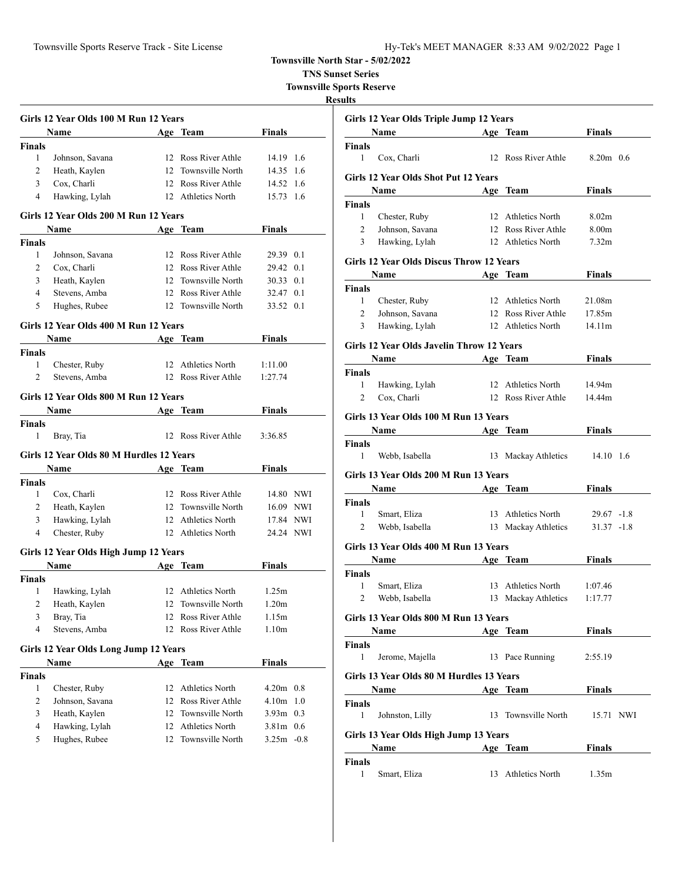**Townsville North Star - 5/02/2022**

**TNS Sunset Series**

**Townsville Sports Reserve**

**Results**

### Girls 12 Year Olds 100 M Run 12 Years

| | Name | Age | Team | Finals | |
|---|---|---|---|---|---|
| **Finals** | | | | | |
| 1 | Johnson, Savana | 12 | Ross River Athle | 14.19 | 1.6 |
| 2 | Heath, Kaylen | 12 | Townsville North | 14.35 | 1.6 |
| 3 | Cox, Charli | 12 | Ross River Athle | 14.52 | 1.6 |
| 4 | Hawking, Lylah | 12 | Athletics North | 15.73 | 1.6 |

### Girls 12 Year Olds 200 M Run 12 Years

| | Name | Age | Team | Finals | |
|---|---|---|---|---|---|
| **Finals** | | | | | |
| 1 | Johnson, Savana | 12 | Ross River Athle | 29.39 | 0.1 |
| 2 | Cox, Charli | 12 | Ross River Athle | 29.42 | 0.1 |
| 3 | Heath, Kaylen | 12 | Townsville North | 30.33 | 0.1 |
| 4 | Stevens, Amba | 12 | Ross River Athle | 32.47 | 0.1 |
| 5 | Hughes, Rubee | 12 | Townsville North | 33.52 | 0.1 |

### Girls 12 Year Olds 400 M Run 12 Years

| | Name | Age | Team | Finals |
|---|---|---|---|---|
| **Finals** | | | | |
| 1 | Chester, Ruby | 12 | Athletics North | 1:11.00 |
| 2 | Stevens, Amba | 12 | Ross River Athle | 1:27.74 |

### Girls 12 Year Olds 800 M Run 12 Years

| | Name | Age | Team | Finals |
|---|---|---|---|---|
| **Finals** | | | | |
| 1 | Bray, Tia | 12 | Ross River Athle | 3:36.85 |

### Girls 12 Year Olds 80 M Hurdles 12 Years

| | Name | Age | Team | Finals | |
|---|---|---|---|---|---|
| **Finals** | | | | | |
| 1 | Cox, Charli | 12 | Ross River Athle | 14.80 | NWI |
| 2 | Heath, Kaylen | 12 | Townsville North | 16.09 | NWI |
| 3 | Hawking, Lylah | 12 | Athletics North | 17.84 | NWI |
| 4 | Chester, Ruby | 12 | Athletics North | 24.24 | NWI |

### Girls 12 Year Olds High Jump 12 Years

| | Name | Age | Team | Finals |
|---|---|---|---|---|
| **Finals** | | | | |
| 1 | Hawking, Lylah | 12 | Athletics North | 1.25m |
| 2 | Heath, Kaylen | 12 | Townsville North | 1.20m |
| 3 | Bray, Tia | 12 | Ross River Athle | 1.15m |
| 4 | Stevens, Amba | 12 | Ross River Athle | 1.10m |

### Girls 12 Year Olds Long Jump 12 Years

| | Name | Age | Team | Finals | |
|---|---|---|---|---|---|
| **Finals** | | | | | |
| 1 | Chester, Ruby | 12 | Athletics North | 4.20m | 0.8 |
| 2 | Johnson, Savana | 12 | Ross River Athle | 4.10m | 1.0 |
| 3 | Heath, Kaylen | 12 | Townsville North | 3.93m | 0.3 |
| 4 | Hawking, Lylah | 12 | Athletics North | 3.81m | 0.6 |
| 5 | Hughes, Rubee | 12 | Townsville North | 3.25m | -0.8 |

### Girls 12 Year Olds Triple Jump 12 Years

| | Name | Age | Team | Finals | |
|---|---|---|---|---|---|
| **Finals** | | | | | |
| 1 | Cox, Charli | 12 | Ross River Athle | 8.20m | 0.6 |

### Girls 12 Year Olds Shot Put 12 Years

| | Name | Age | Team | Finals |
|---|---|---|---|---|
| **Finals** | | | | |
| 1 | Chester, Ruby | 12 | Athletics North | 8.02m |
| 2 | Johnson, Savana | 12 | Ross River Athle | 8.00m |
| 3 | Hawking, Lylah | 12 | Athletics North | 7.32m |

### Girls 12 Year Olds Discus Throw 12 Years

| | Name | Age | Team | Finals |
|---|---|---|---|---|
| **Finals** | | | | |
| 1 | Chester, Ruby | 12 | Athletics North | 21.08m |
| 2 | Johnson, Savana | 12 | Ross River Athle | 17.85m |
| 3 | Hawking, Lylah | 12 | Athletics North | 14.11m |

### Girls 12 Year Olds Javelin Throw 12 Years

| | Name | Age | Team | Finals |
|---|---|---|---|---|
| **Finals** | | | | |
| 1 | Hawking, Lylah | 12 | Athletics North | 14.94m |
| 2 | Cox, Charli | 12 | Ross River Athle | 14.44m |

### Girls 13 Year Olds 100 M Run 13 Years

| | Name | Age | Team | Finals | |
|---|---|---|---|---|---|
| **Finals** | | | | | |
| 1 | Webb, Isabella | 13 | Mackay Athletics | 14.10 | 1.6 |

### Girls 13 Year Olds 200 M Run 13 Years

| | Name | Age | Team | Finals | |
|---|---|---|---|---|---|
| **Finals** | | | | | |
| 1 | Smart, Eliza | 13 | Athletics North | 29.67 | -1.8 |
| 2 | Webb, Isabella | 13 | Mackay Athletics | 31.37 | -1.8 |

### Girls 13 Year Olds 400 M Run 13 Years

| | Name | Age | Team | Finals |
|---|---|---|---|---|
| **Finals** | | | | |
| 1 | Smart, Eliza | 13 | Athletics North | 1:07.46 |
| 2 | Webb, Isabella | 13 | Mackay Athletics | 1:17.77 |

### Girls 13 Year Olds 800 M Run 13 Years

| | Name | Age | Team | Finals |
|---|---|---|---|---|
| **Finals** | | | | |
| 1 | Jerome, Majella | 13 | Pace Running | 2:55.19 |

### Girls 13 Year Olds 80 M Hurdles 13 Years

| | Name | Age | Team | Finals | |
|---|---|---|---|---|---|
| **Finals** | | | | | |
| 1 | Johnston, Lilly | 13 | Townsville North | 15.71 | NWI |

### Girls 13 Year Olds High Jump 13 Years

| | Name | Age | Team | Finals |
|---|---|---|---|---|
| **Finals** | | | | |
| 1 | Smart, Eliza | 13 | Athletics North | 1.35m |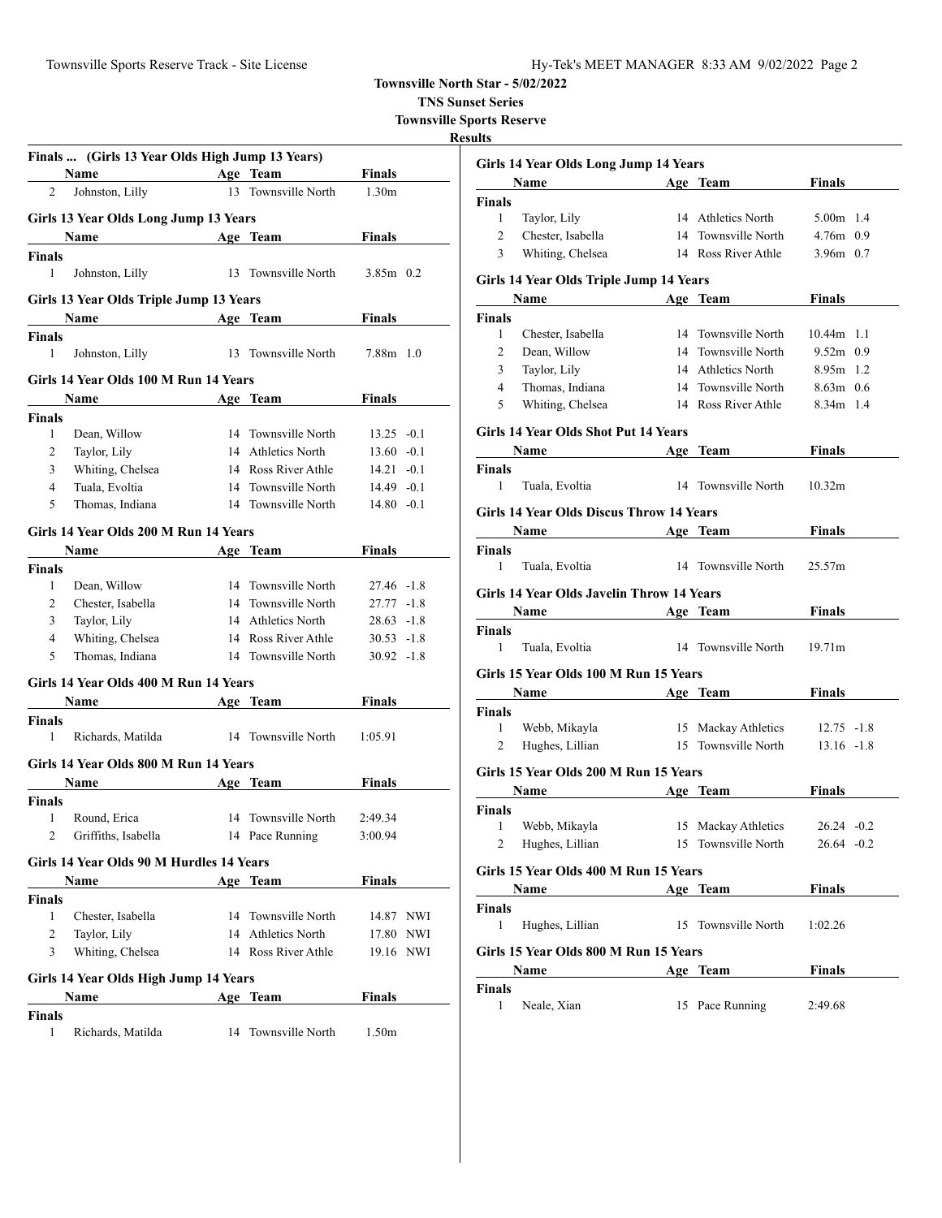# Townsville North Star - 5/02/2022

## TNS Sunset Series

## Townsville Sports Reserve

### Results

#### Finals ... (Girls 13 Year Olds High Jump 13 Years)

| | Name | Age | Team | Finals |
|---|---|---|---|---|
| 2 | Johnston, Lilly | 13 | Townsville North | 1.30m |

#### Girls 13 Year Olds Long Jump 13 Years

**Finals**

| | Name | Age | Team | Finals | Wind |
|---|---|---|---|---|---|
| 1 | Johnston, Lilly | 13 | Townsville North | 3.85m | 0.2 |

#### Girls 13 Year Olds Triple Jump 13 Years

**Finals**

| | Name | Age | Team | Finals | Wind |
|---|---|---|---|---|---|
| 1 | Johnston, Lilly | 13 | Townsville North | 7.88m | 1.0 |

#### Girls 14 Year Olds 100 M Run 14 Years

**Finals**

| | Name | Age | Team | Finals | Wind |
|---|---|---|---|---|---|
| 1 | Dean, Willow | 14 | Townsville North | 13.25 | -0.1 |
| 2 | Taylor, Lily | 14 | Athletics North | 13.60 | -0.1 |
| 3 | Whiting, Chelsea | 14 | Ross River Athle | 14.21 | -0.1 |
| 4 | Tuala, Evoltia | 14 | Townsville North | 14.49 | -0.1 |
| 5 | Thomas, Indiana | 14 | Townsville North | 14.80 | -0.1 |

#### Girls 14 Year Olds 200 M Run 14 Years

**Finals**

| | Name | Age | Team | Finals | Wind |
|---|---|---|---|---|---|
| 1 | Dean, Willow | 14 | Townsville North | 27.46 | -1.8 |
| 2 | Chester, Isabella | 14 | Townsville North | 27.77 | -1.8 |
| 3 | Taylor, Lily | 14 | Athletics North | 28.63 | -1.8 |
| 4 | Whiting, Chelsea | 14 | Ross River Athle | 30.53 | -1.8 |
| 5 | Thomas, Indiana | 14 | Townsville North | 30.92 | -1.8 |

#### Girls 14 Year Olds 400 M Run 14 Years

**Finals**

| | Name | Age | Team | Finals |
|---|---|---|---|---|
| 1 | Richards, Matilda | 14 | Townsville North | 1:05.91 |

#### Girls 14 Year Olds 800 M Run 14 Years

**Finals**

| | Name | Age | Team | Finals |
|---|---|---|---|---|
| 1 | Round, Erica | 14 | Townsville North | 2:49.34 |
| 2 | Griffiths, Isabella | 14 | Pace Running | 3:00.94 |

#### Girls 14 Year Olds 90 M Hurdles 14 Years

**Finals**

| | Name | Age | Team | Finals | Wind |
|---|---|---|---|---|---|
| 1 | Chester, Isabella | 14 | Townsville North | 14.87 | NWI |
| 2 | Taylor, Lily | 14 | Athletics North | 17.80 | NWI |
| 3 | Whiting, Chelsea | 14 | Ross River Athle | 19.16 | NWI |

#### Girls 14 Year Olds High Jump 14 Years

**Finals**

| | Name | Age | Team | Finals |
|---|---|---|---|---|
| 1 | Richards, Matilda | 14 | Townsville North | 1.50m |

#### Girls 14 Year Olds Long Jump 14 Years

**Finals**

| | Name | Age | Team | Finals | Wind |
|---|---|---|---|---|---|
| 1 | Taylor, Lily | 14 | Athletics North | 5.00m | 1.4 |
| 2 | Chester, Isabella | 14 | Townsville North | 4.76m | 0.9 |
| 3 | Whiting, Chelsea | 14 | Ross River Athle | 3.96m | 0.7 |

#### Girls 14 Year Olds Triple Jump 14 Years

**Finals**

| | Name | Age | Team | Finals | Wind |
|---|---|---|---|---|---|
| 1 | Chester, Isabella | 14 | Townsville North | 10.44m | 1.1 |
| 2 | Dean, Willow | 14 | Townsville North | 9.52m | 0.9 |
| 3 | Taylor, Lily | 14 | Athletics North | 8.95m | 1.2 |
| 4 | Thomas, Indiana | 14 | Townsville North | 8.63m | 0.6 |
| 5 | Whiting, Chelsea | 14 | Ross River Athle | 8.34m | 1.4 |

#### Girls 14 Year Olds Shot Put 14 Years

**Finals**

| | Name | Age | Team | Finals |
|---|---|---|---|---|
| 1 | Tuala, Evoltia | 14 | Townsville North | 10.32m |

#### Girls 14 Year Olds Discus Throw 14 Years

**Finals**

| | Name | Age | Team | Finals |
|---|---|---|---|---|
| 1 | Tuala, Evoltia | 14 | Townsville North | 25.57m |

#### Girls 14 Year Olds Javelin Throw 14 Years

**Finals**

| | Name | Age | Team | Finals |
|---|---|---|---|---|
| 1 | Tuala, Evoltia | 14 | Townsville North | 19.71m |

#### Girls 15 Year Olds 100 M Run 15 Years

**Finals**

| | Name | Age | Team | Finals | Wind |
|---|---|---|---|---|---|
| 1 | Webb, Mikayla | 15 | Mackay Athletics | 12.75 | -1.8 |
| 2 | Hughes, Lillian | 15 | Townsville North | 13.16 | -1.8 |

#### Girls 15 Year Olds 200 M Run 15 Years

**Finals**

| | Name | Age | Team | Finals | Wind |
|---|---|---|---|---|---|
| 1 | Webb, Mikayla | 15 | Mackay Athletics | 26.24 | -0.2 |
| 2 | Hughes, Lillian | 15 | Townsville North | 26.64 | -0.2 |

#### Girls 15 Year Olds 400 M Run 15 Years

**Finals**

| | Name | Age | Team | Finals |
|---|---|---|---|---|
| 1 | Hughes, Lillian | 15 | Townsville North | 1:02.26 |

#### Girls 15 Year Olds 800 M Run 15 Years

**Finals**

| | Name | Age | Team | Finals |
|---|---|---|---|---|
| 1 | Neale, Xian | 15 | Pace Running | 2:49.68 |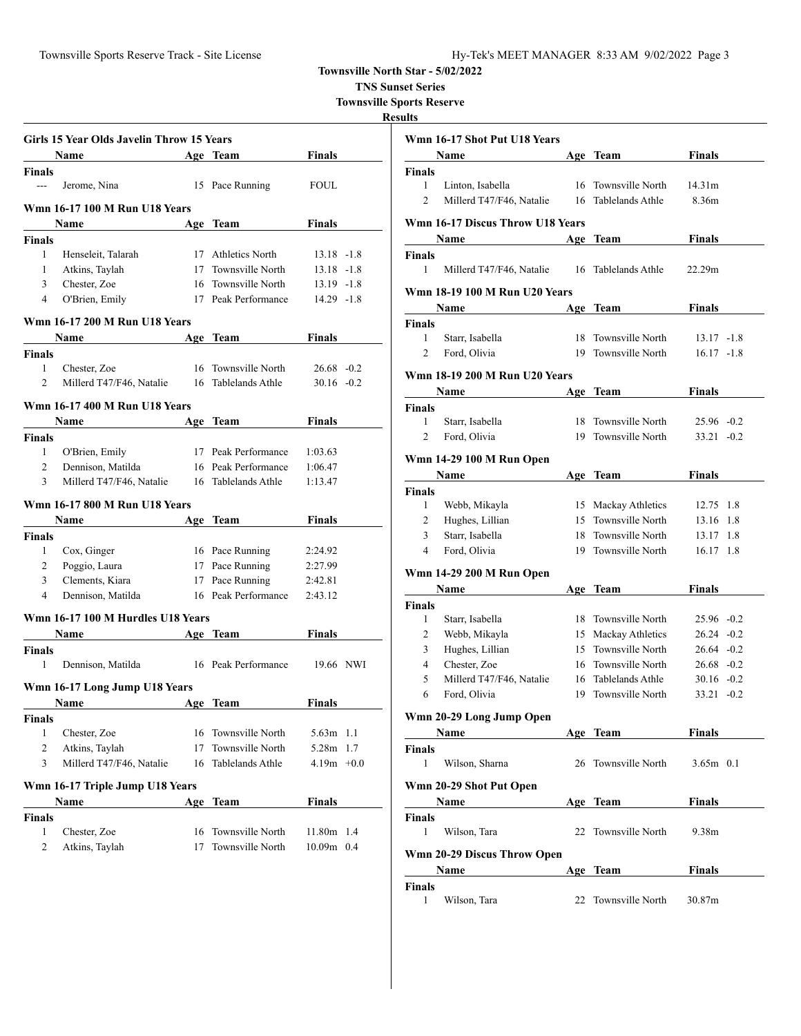# Townsville North Star - 5/02/2022

**TNS Sunset Series**

**Townsville Sports Reserve**

**Results**

### Girls 15 Year Olds Javelin Throw 15 Years

| | Name | Age | Team | Finals | |
|---|---|---|---|---|---|
| **Finals** | | | | | |
| --- | Jerome, Nina | 15 | Pace Running | FOUL | |

### Wmn 16-17 100 M Run U18 Years

| | Name | Age | Team | Finals | |
|---|---|---|---|---|---|
| **Finals** | | | | | |
| 1 | Henseleit, Talarah | 17 | Athletics North | 13.18 | -1.8 |
| 1 | Atkins, Taylah | 17 | Townsville North | 13.18 | -1.8 |
| 3 | Chester, Zoe | 16 | Townsville North | 13.19 | -1.8 |
| 4 | O'Brien, Emily | 17 | Peak Performance | 14.29 | -1.8 |

### Wmn 16-17 200 M Run U18 Years

| | Name | Age | Team | Finals | |
|---|---|---|---|---|---|
| **Finals** | | | | | |
| 1 | Chester, Zoe | 16 | Townsville North | 26.68 | -0.2 |
| 2 | Millerd T47/F46, Natalie | 16 | Tablelands Athle | 30.16 | -0.2 |

### Wmn 16-17 400 M Run U18 Years

| | Name | Age | Team | Finals |
|---|---|---|---|---|
| **Finals** | | | | |
| 1 | O'Brien, Emily | 17 | Peak Performance | 1:03.63 |
| 2 | Dennison, Matilda | 16 | Peak Performance | 1:06.47 |
| 3 | Millerd T47/F46, Natalie | 16 | Tablelands Athle | 1:13.47 |

### Wmn 16-17 800 M Run U18 Years

| | Name | Age | Team | Finals |
|---|---|---|---|---|
| **Finals** | | | | |
| 1 | Cox, Ginger | 16 | Pace Running | 2:24.92 |
| 2 | Poggio, Laura | 17 | Pace Running | 2:27.99 |
| 3 | Clements, Kiara | 17 | Pace Running | 2:42.81 |
| 4 | Dennison, Matilda | 16 | Peak Performance | 2:43.12 |

### Wmn 16-17 100 M Hurdles U18 Years

| | Name | Age | Team | Finals | |
|---|---|---|---|---|---|
| **Finals** | | | | | |
| 1 | Dennison, Matilda | 16 | Peak Performance | 19.66 | NWI |

### Wmn 16-17 Long Jump U18 Years

| | Name | Age | Team | Finals | |
|---|---|---|---|---|---|
| **Finals** | | | | | |
| 1 | Chester, Zoe | 16 | Townsville North | 5.63m | 1.1 |
| 2 | Atkins, Taylah | 17 | Townsville North | 5.28m | 1.7 |
| 3 | Millerd T47/F46, Natalie | 16 | Tablelands Athle | 4.19m | +0.0 |

### Wmn 16-17 Triple Jump U18 Years

| | Name | Age | Team | Finals | |
|---|---|---|---|---|---|
| **Finals** | | | | | |
| 1 | Chester, Zoe | 16 | Townsville North | 11.80m | 1.4 |
| 2 | Atkins, Taylah | 17 | Townsville North | 10.09m | 0.4 |

### Wmn 16-17 Shot Put U18 Years

| | Name | Age | Team | Finals |
|---|---|---|---|---|
| **Finals** | | | | |
| 1 | Linton, Isabella | 16 | Townsville North | 14.31m |
| 2 | Millerd T47/F46, Natalie | 16 | Tablelands Athle | 8.36m |

### Wmn 16-17 Discus Throw U18 Years

| | Name | Age | Team | Finals |
|---|---|---|---|---|
| **Finals** | | | | |
| 1 | Millerd T47/F46, Natalie | 16 | Tablelands Athle | 22.29m |

### Wmn 18-19 100 M Run U20 Years

| | Name | Age | Team | Finals | |
|---|---|---|---|---|---|
| **Finals** | | | | | |
| 1 | Starr, Isabella | 18 | Townsville North | 13.17 | -1.8 |
| 2 | Ford, Olivia | 19 | Townsville North | 16.17 | -1.8 |

### Wmn 18-19 200 M Run U20 Years

| | Name | Age | Team | Finals | |
|---|---|---|---|---|---|
| **Finals** | | | | | |
| 1 | Starr, Isabella | 18 | Townsville North | 25.96 | -0.2 |
| 2 | Ford, Olivia | 19 | Townsville North | 33.21 | -0.2 |

### Wmn 14-29 100 M Run Open

| | Name | Age | Team | Finals | |
|---|---|---|---|---|---|
| **Finals** | | | | | |
| 1 | Webb, Mikayla | 15 | Mackay Athletics | 12.75 | 1.8 |
| 2 | Hughes, Lillian | 15 | Townsville North | 13.16 | 1.8 |
| 3 | Starr, Isabella | 18 | Townsville North | 13.17 | 1.8 |
| 4 | Ford, Olivia | 19 | Townsville North | 16.17 | 1.8 |

### Wmn 14-29 200 M Run Open

| | Name | Age | Team | Finals | |
|---|---|---|---|---|---|
| **Finals** | | | | | |
| 1 | Starr, Isabella | 18 | Townsville North | 25.96 | -0.2 |
| 2 | Webb, Mikayla | 15 | Mackay Athletics | 26.24 | -0.2 |
| 3 | Hughes, Lillian | 15 | Townsville North | 26.64 | -0.2 |
| 4 | Chester, Zoe | 16 | Townsville North | 26.68 | -0.2 |
| 5 | Millerd T47/F46, Natalie | 16 | Tablelands Athle | 30.16 | -0.2 |
| 6 | Ford, Olivia | 19 | Townsville North | 33.21 | -0.2 |

### Wmn 20-29 Long Jump Open

| | Name | Age | Team | Finals | |
|---|---|---|---|---|---|
| **Finals** | | | | | |
| 1 | Wilson, Sharna | 26 | Townsville North | 3.65m | 0.1 |

### Wmn 20-29 Shot Put Open

| | Name | Age | Team | Finals |
|---|---|---|---|---|
| **Finals** | | | | |
| 1 | Wilson, Tara | 22 | Townsville North | 9.38m |

### Wmn 20-29 Discus Throw Open

| | Name | Age | Team | Finals |
|---|---|---|---|---|
| **Finals** | | | | |
| 1 | Wilson, Tara | 22 | Townsville North | 30.87m |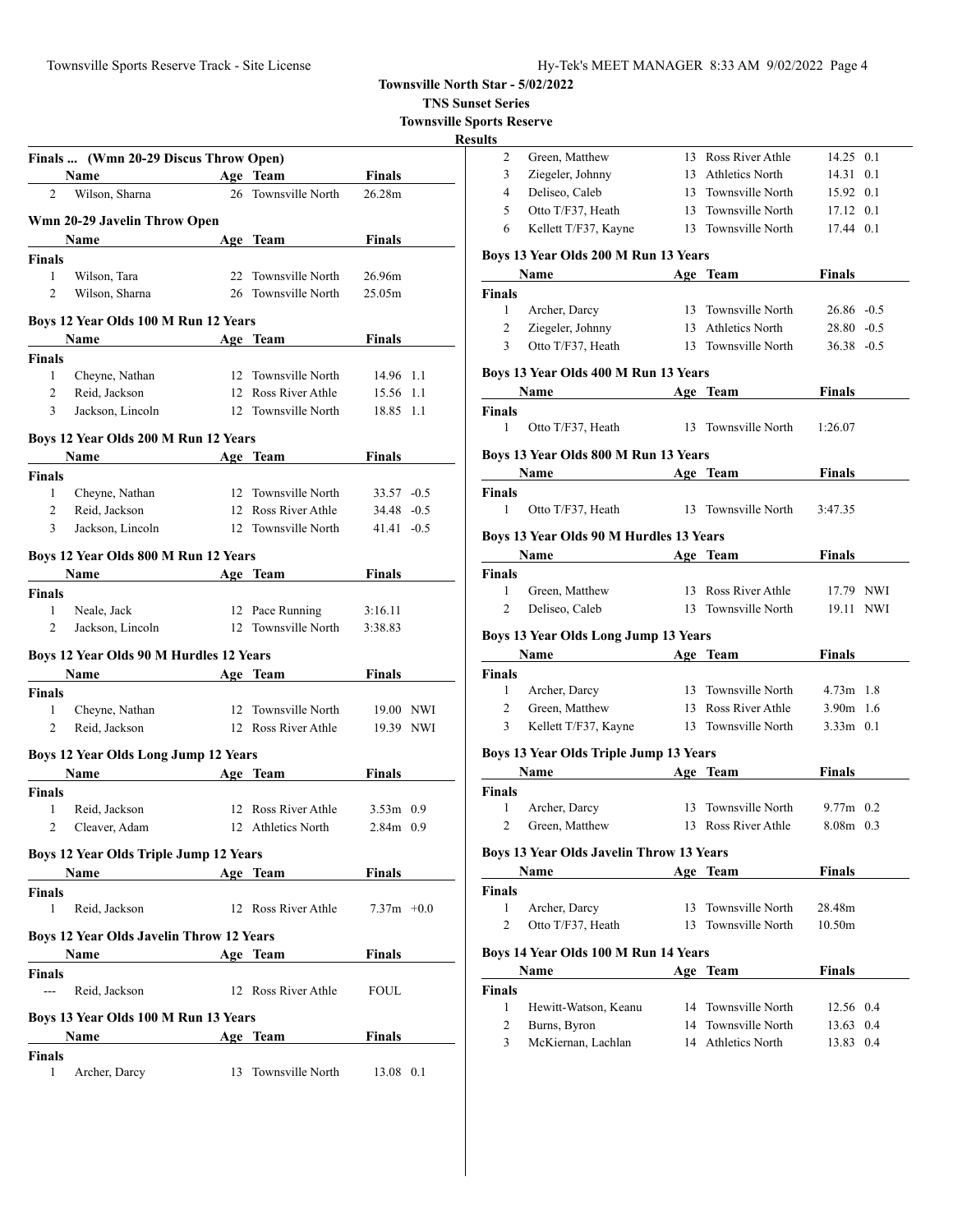**Townsville North Star - 5/02/2022**

**TNS Sunset Series**

**Townsville Sports Reserve**

**Results**

### Finals ... (Wmn 20-29 Discus Throw Open)

| | Name | Age | Team | Finals |
|---|---|---|---|---|
| 2 | Wilson, Sharna | 26 | Townsville North | 26.28m |

### Wmn 20-29 Javelin Throw Open

| | Name | Age | Team | Finals |
|---|---|---|---|---|
| **Finals** | | | | |
| 1 | Wilson, Tara | 22 | Townsville North | 26.96m |
| 2 | Wilson, Sharna | 26 | Townsville North | 25.05m |

### Boys 12 Year Olds 100 M Run 12 Years

| | Name | Age | Team | Finals | |
|---|---|---|---|---|---|
| **Finals** | | | | | |
| 1 | Cheyne, Nathan | 12 | Townsville North | 14.96 | 1.1 |
| 2 | Reid, Jackson | 12 | Ross River Athle | 15.56 | 1.1 |
| 3 | Jackson, Lincoln | 12 | Townsville North | 18.85 | 1.1 |

### Boys 12 Year Olds 200 M Run 12 Years

| | Name | Age | Team | Finals | |
|---|---|---|---|---|---|
| **Finals** | | | | | |
| 1 | Cheyne, Nathan | 12 | Townsville North | 33.57 | -0.5 |
| 2 | Reid, Jackson | 12 | Ross River Athle | 34.48 | -0.5 |
| 3 | Jackson, Lincoln | 12 | Townsville North | 41.41 | -0.5 |

### Boys 12 Year Olds 800 M Run 12 Years

| | Name | Age | Team | Finals |
|---|---|---|---|---|
| **Finals** | | | | |
| 1 | Neale, Jack | 12 | Pace Running | 3:16.11 |
| 2 | Jackson, Lincoln | 12 | Townsville North | 3:38.83 |

### Boys 12 Year Olds 90 M Hurdles 12 Years

| | Name | Age | Team | Finals | |
|---|---|---|---|---|---|
| **Finals** | | | | | |
| 1 | Cheyne, Nathan | 12 | Townsville North | 19.00 | NWI |
| 2 | Reid, Jackson | 12 | Ross River Athle | 19.39 | NWI |

### Boys 12 Year Olds Long Jump 12 Years

| | Name | Age | Team | Finals | |
|---|---|---|---|---|---|
| **Finals** | | | | | |
| 1 | Reid, Jackson | 12 | Ross River Athle | 3.53m | 0.9 |
| 2 | Cleaver, Adam | 12 | Athletics North | 2.84m | 0.9 |

### Boys 12 Year Olds Triple Jump 12 Years

| | Name | Age | Team | Finals | |
|---|---|---|---|---|---|
| **Finals** | | | | | |
| 1 | Reid, Jackson | 12 | Ross River Athle | 7.37m | +0.0 |

### Boys 12 Year Olds Javelin Throw 12 Years

| | Name | Age | Team | Finals |
|---|---|---|---|---|
| **Finals** | | | | |
| --- | Reid, Jackson | 12 | Ross River Athle | FOUL |

### Boys 13 Year Olds 100 M Run 13 Years

| | Name | Age | Team | Finals | |
|---|---|---|---|---|---|
| **Finals** | | | | | |
| 1 | Archer, Darcy | 13 | Townsville North | 13.08 | 0.1 |
| 2 | Green, Matthew | 13 | Ross River Athle | 14.25 | 0.1 |
| 3 | Ziegeler, Johnny | 13 | Athletics North | 14.31 | 0.1 |
| 4 | Deliseo, Caleb | 13 | Townsville North | 15.92 | 0.1 |
| 5 | Otto T/F37, Heath | 13 | Townsville North | 17.12 | 0.1 |
| 6 | Kellett T/F37, Kayne | 13 | Townsville North | 17.44 | 0.1 |

### Boys 13 Year Olds 200 M Run 13 Years

| | Name | Age | Team | Finals | |
|---|---|---|---|---|---|
| **Finals** | | | | | |
| 1 | Archer, Darcy | 13 | Townsville North | 26.86 | -0.5 |
| 2 | Ziegeler, Johnny | 13 | Athletics North | 28.80 | -0.5 |
| 3 | Otto T/F37, Heath | 13 | Townsville North | 36.38 | -0.5 |

### Boys 13 Year Olds 400 M Run 13 Years

| | Name | Age | Team | Finals |
|---|---|---|---|---|
| **Finals** | | | | |
| 1 | Otto T/F37, Heath | 13 | Townsville North | 1:26.07 |

### Boys 13 Year Olds 800 M Run 13 Years

| | Name | Age | Team | Finals |
|---|---|---|---|---|
| **Finals** | | | | |
| 1 | Otto T/F37, Heath | 13 | Townsville North | 3:47.35 |

### Boys 13 Year Olds 90 M Hurdles 13 Years

| | Name | Age | Team | Finals | |
|---|---|---|---|---|---|
| **Finals** | | | | | |
| 1 | Green, Matthew | 13 | Ross River Athle | 17.79 | NWI |
| 2 | Deliseo, Caleb | 13 | Townsville North | 19.11 | NWI |

### Boys 13 Year Olds Long Jump 13 Years

| | Name | Age | Team | Finals | |
|---|---|---|---|---|---|
| **Finals** | | | | | |
| 1 | Archer, Darcy | 13 | Townsville North | 4.73m | 1.8 |
| 2 | Green, Matthew | 13 | Ross River Athle | 3.90m | 1.6 |
| 3 | Kellett T/F37, Kayne | 13 | Townsville North | 3.33m | 0.1 |

### Boys 13 Year Olds Triple Jump 13 Years

| | Name | Age | Team | Finals | |
|---|---|---|---|---|---|
| **Finals** | | | | | |
| 1 | Archer, Darcy | 13 | Townsville North | 9.77m | 0.2 |
| 2 | Green, Matthew | 13 | Ross River Athle | 8.08m | 0.3 |

### Boys 13 Year Olds Javelin Throw 13 Years

| | Name | Age | Team | Finals |
|---|---|---|---|---|
| **Finals** | | | | |
| 1 | Archer, Darcy | 13 | Townsville North | 28.48m |
| 2 | Otto T/F37, Heath | 13 | Townsville North | 10.50m |

### Boys 14 Year Olds 100 M Run 14 Years

| | Name | Age | Team | Finals | |
|---|---|---|---|---|---|
| **Finals** | | | | | |
| 1 | Hewitt-Watson, Keanu | 14 | Townsville North | 12.56 | 0.4 |
| 2 | Burns, Byron | 14 | Townsville North | 13.63 | 0.4 |
| 3 | McKiernan, Lachlan | 14 | Athletics North | 13.83 | 0.4 |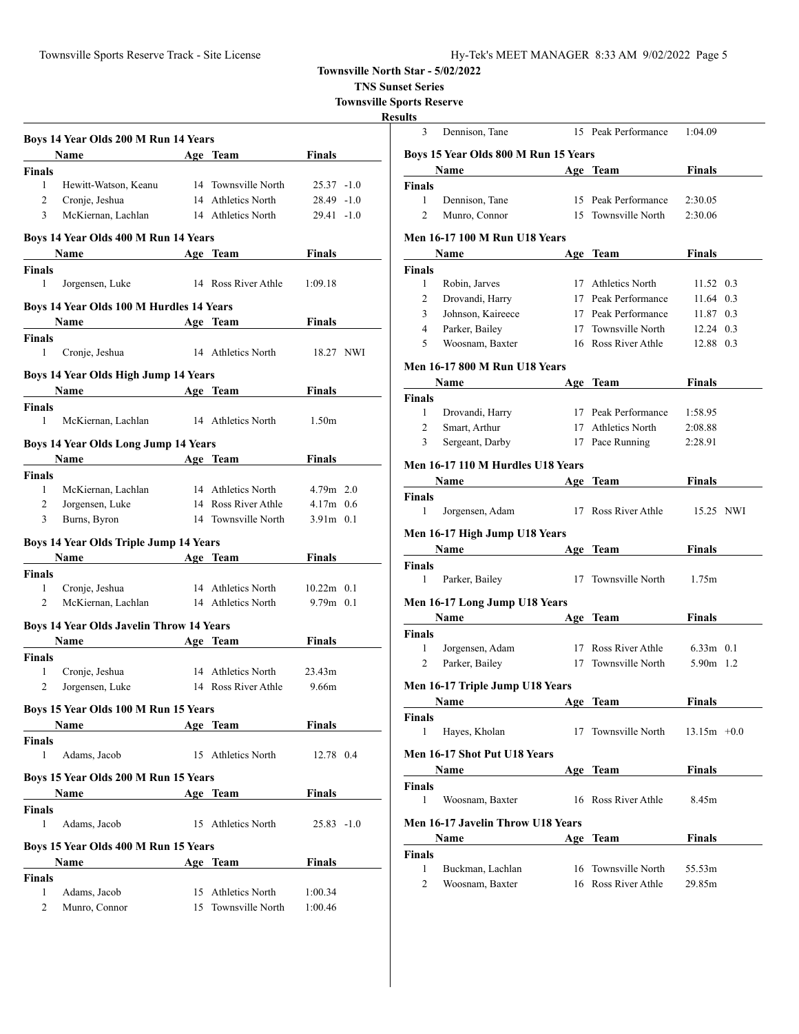**Townsville North Star - 5/02/2022**

**TNS Sunset Series**

**Townsville Sports Reserve**

**Results**

### Boys 14 Year Olds 200 M Run 14 Years

| | Name | Age | Team | Finals | |
|---|---|---|---|---|---|
| **Finals** | | | | | |
| 1 | Hewitt-Watson, Keanu | 14 | Townsville North | 25.37 | -1.0 |
| 2 | Cronje, Jeshua | 14 | Athletics North | 28.49 | -1.0 |
| 3 | McKiernan, Lachlan | 14 | Athletics North | 29.41 | -1.0 |

### Boys 14 Year Olds 400 M Run 14 Years

| | Name | Age | Team | Finals |
|---|---|---|---|---|
| **Finals** | | | | |
| 1 | Jorgensen, Luke | 14 | Ross River Athle | 1:09.18 |

### Boys 14 Year Olds 100 M Hurdles 14 Years

| | Name | Age | Team | Finals | |
|---|---|---|---|---|---|
| **Finals** | | | | | |
| 1 | Cronje, Jeshua | 14 | Athletics North | 18.27 | NWI |

### Boys 14 Year Olds High Jump 14 Years

| | Name | Age | Team | Finals |
|---|---|---|---|---|
| **Finals** | | | | |
| 1 | McKiernan, Lachlan | 14 | Athletics North | 1.50m |

### Boys 14 Year Olds Long Jump 14 Years

| | Name | Age | Team | Finals | |
|---|---|---|---|---|---|
| **Finals** | | | | | |
| 1 | McKiernan, Lachlan | 14 | Athletics North | 4.79m | 2.0 |
| 2 | Jorgensen, Luke | 14 | Ross River Athle | 4.17m | 0.6 |
| 3 | Burns, Byron | 14 | Townsville North | 3.91m | 0.1 |

### Boys 14 Year Olds Triple Jump 14 Years

| | Name | Age | Team | Finals | |
|---|---|---|---|---|---|
| **Finals** | | | | | |
| 1 | Cronje, Jeshua | 14 | Athletics North | 10.22m | 0.1 |
| 2 | McKiernan, Lachlan | 14 | Athletics North | 9.79m | 0.1 |

### Boys 14 Year Olds Javelin Throw 14 Years

| | Name | Age | Team | Finals |
|---|---|---|---|---|
| **Finals** | | | | |
| 1 | Cronje, Jeshua | 14 | Athletics North | 23.43m |
| 2 | Jorgensen, Luke | 14 | Ross River Athle | 9.66m |

### Boys 15 Year Olds 100 M Run 15 Years

| | Name | Age | Team | Finals | |
|---|---|---|---|---|---|
| **Finals** | | | | | |
| 1 | Adams, Jacob | 15 | Athletics North | 12.78 | 0.4 |

### Boys 15 Year Olds 200 M Run 15 Years

| | Name | Age | Team | Finals | |
|---|---|---|---|---|---|
| **Finals** | | | | | |
| 1 | Adams, Jacob | 15 | Athletics North | 25.83 | -1.0 |

### Boys 15 Year Olds 400 M Run 15 Years

| | Name | Age | Team | Finals |
|---|---|---|---|---|
| **Finals** | | | | |
| 1 | Adams, Jacob | 15 | Athletics North | 1:00.34 |
| 2 | Munro, Connor | 15 | Townsville North | 1:00.46 |
| 3 | Dennison, Tane | 15 | Peak Performance | 1:04.09 |

### Boys 15 Year Olds 800 M Run 15 Years

| | Name | Age | Team | Finals |
|---|---|---|---|---|
| **Finals** | | | | |
| 1 | Dennison, Tane | 15 | Peak Performance | 2:30.05 |
| 2 | Munro, Connor | 15 | Townsville North | 2:30.06 |

### Men 16-17 100 M Run U18 Years

| | Name | Age | Team | Finals | |
|---|---|---|---|---|---|
| **Finals** | | | | | |
| 1 | Robin, Jarves | 17 | Athletics North | 11.52 | 0.3 |
| 2 | Drovandi, Harry | 17 | Peak Performance | 11.64 | 0.3 |
| 3 | Johnson, Kaireece | 17 | Peak Performance | 11.87 | 0.3 |
| 4 | Parker, Bailey | 17 | Townsville North | 12.24 | 0.3 |
| 5 | Woosnam, Baxter | 16 | Ross River Athle | 12.88 | 0.3 |

### Men 16-17 800 M Run U18 Years

| | Name | Age | Team | Finals |
|---|---|---|---|---|
| **Finals** | | | | |
| 1 | Drovandi, Harry | 17 | Peak Performance | 1:58.95 |
| 2 | Smart, Arthur | 17 | Athletics North | 2:08.88 |
| 3 | Sergeant, Darby | 17 | Pace Running | 2:28.91 |

### Men 16-17 110 M Hurdles U18 Years

| | Name | Age | Team | Finals | |
|---|---|---|---|---|---|
| **Finals** | | | | | |
| 1 | Jorgensen, Adam | 17 | Ross River Athle | 15.25 | NWI |

### Men 16-17 High Jump U18 Years

| | Name | Age | Team | Finals |
|---|---|---|---|---|
| **Finals** | | | | |
| 1 | Parker, Bailey | 17 | Townsville North | 1.75m |

### Men 16-17 Long Jump U18 Years

| | Name | Age | Team | Finals | |
|---|---|---|---|---|---|
| **Finals** | | | | | |
| 1 | Jorgensen, Adam | 17 | Ross River Athle | 6.33m | 0.1 |
| 2 | Parker, Bailey | 17 | Townsville North | 5.90m | 1.2 |

### Men 16-17 Triple Jump U18 Years

| | Name | Age | Team | Finals | |
|---|---|---|---|---|---|
| **Finals** | | | | | |
| 1 | Hayes, Kholan | 17 | Townsville North | 13.15m | +0.0 |

### Men 16-17 Shot Put U18 Years

| | Name | Age | Team | Finals |
|---|---|---|---|---|
| **Finals** | | | | |
| 1 | Woosnam, Baxter | 16 | Ross River Athle | 8.45m |

### Men 16-17 Javelin Throw U18 Years

| | Name | Age | Team | Finals |
|---|---|---|---|---|
| **Finals** | | | | |
| 1 | Buckman, Lachlan | 16 | Townsville North | 55.53m |
| 2 | Woosnam, Baxter | 16 | Ross River Athle | 29.85m |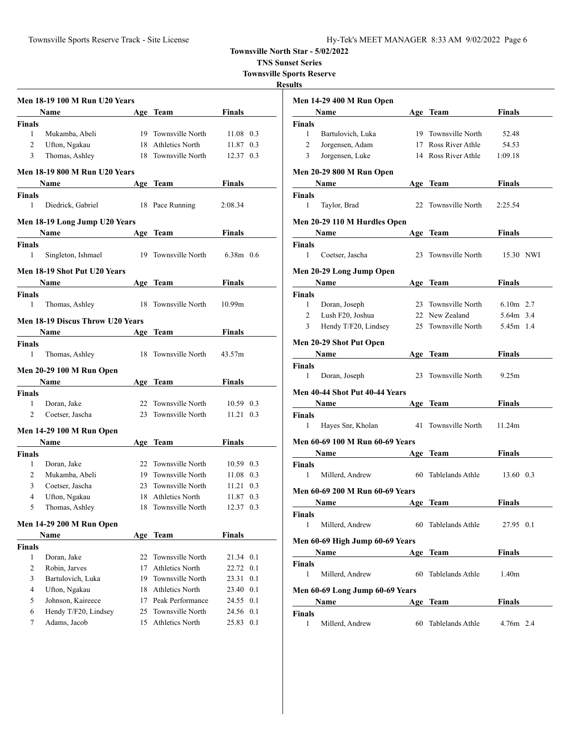**Townsville North Star - 5/02/2022**

**TNS Sunset Series**

**Townsville Sports Reserve**

**Results**

### Men 18-19 100 M Run U20 Years

| | Name | Age | Team | Finals | |
|---|---|---|---|---|---|
| **Finals** | | | | | |
| 1 | Mukamba, Abeli | 19 | Townsville North | 11.08 | 0.3 |
| 2 | Ufton, Ngakau | 18 | Athletics North | 11.87 | 0.3 |
| 3 | Thomas, Ashley | 18 | Townsville North | 12.37 | 0.3 |

### Men 18-19 800 M Run U20 Years

| | Name | Age | Team | Finals |
|---|---|---|---|---|
| **Finals** | | | | |
| 1 | Diedrick, Gabriel | 18 | Pace Running | 2:08.34 |

### Men 18-19 Long Jump U20 Years

| | Name | Age | Team | Finals | |
|---|---|---|---|---|---|
| **Finals** | | | | | |
| 1 | Singleton, Ishmael | 19 | Townsville North | 6.38m | 0.6 |

### Men 18-19 Shot Put U20 Years

| | Name | Age | Team | Finals |
|---|---|---|---|---|
| **Finals** | | | | |
| 1 | Thomas, Ashley | 18 | Townsville North | 10.99m |

### Men 18-19 Discus Throw U20 Years

| | Name | Age | Team | Finals |
|---|---|---|---|---|
| **Finals** | | | | |
| 1 | Thomas, Ashley | 18 | Townsville North | 43.57m |

### Men 20-29 100 M Run Open

| | Name | Age | Team | Finals | |
|---|---|---|---|---|---|
| **Finals** | | | | | |
| 1 | Doran, Jake | 22 | Townsville North | 10.59 | 0.3 |
| 2 | Coetser, Jascha | 23 | Townsville North | 11.21 | 0.3 |

### Men 14-29 100 M Run Open

| | Name | Age | Team | Finals | |
|---|---|---|---|---|---|
| **Finals** | | | | | |
| 1 | Doran, Jake | 22 | Townsville North | 10.59 | 0.3 |
| 2 | Mukamba, Abeli | 19 | Townsville North | 11.08 | 0.3 |
| 3 | Coetser, Jascha | 23 | Townsville North | 11.21 | 0.3 |
| 4 | Ufton, Ngakau | 18 | Athletics North | 11.87 | 0.3 |
| 5 | Thomas, Ashley | 18 | Townsville North | 12.37 | 0.3 |

### Men 14-29 200 M Run Open

| | Name | Age | Team | Finals | |
|---|---|---|---|---|---|
| **Finals** | | | | | |
| 1 | Doran, Jake | 22 | Townsville North | 21.34 | 0.1 |
| 2 | Robin, Jarves | 17 | Athletics North | 22.72 | 0.1 |
| 3 | Bartulovich, Luka | 19 | Townsville North | 23.31 | 0.1 |
| 4 | Ufton, Ngakau | 18 | Athletics North | 23.40 | 0.1 |
| 5 | Johnson, Kaireece | 17 | Peak Performance | 24.55 | 0.1 |
| 6 | Hendy T/F20, Lindsey | 25 | Townsville North | 24.56 | 0.1 |
| 7 | Adams, Jacob | 15 | Athletics North | 25.83 | 0.1 |

### Men 14-29 400 M Run Open

| | Name | Age | Team | Finals |
|---|---|---|---|---|
| **Finals** | | | | |
| 1 | Bartulovich, Luka | 19 | Townsville North | 52.48 |
| 2 | Jorgensen, Adam | 17 | Ross River Athle | 54.53 |
| 3 | Jorgensen, Luke | 14 | Ross River Athle | 1:09.18 |

### Men 20-29 800 M Run Open

| | Name | Age | Team | Finals |
|---|---|---|---|---|
| **Finals** | | | | |
| 1 | Taylor, Brad | 22 | Townsville North | 2:25.54 |

### Men 20-29 110 M Hurdles Open

| | Name | Age | Team | Finals | |
|---|---|---|---|---|---|
| **Finals** | | | | | |
| 1 | Coetser, Jascha | 23 | Townsville North | 15.30 | NWI |

### Men 20-29 Long Jump Open

| | Name | Age | Team | Finals | |
|---|---|---|---|---|---|
| **Finals** | | | | | |
| 1 | Doran, Joseph | 23 | Townsville North | 6.10m | 2.7 |
| 2 | Lush F20, Joshua | 22 | New Zealand | 5.64m | 3.4 |
| 3 | Hendy T/F20, Lindsey | 25 | Townsville North | 5.45m | 1.4 |

### Men 20-29 Shot Put Open

| | Name | Age | Team | Finals |
|---|---|---|---|---|
| **Finals** | | | | |
| 1 | Doran, Joseph | 23 | Townsville North | 9.25m |

### Men 40-44 Shot Put 40-44 Years

| | Name | Age | Team | Finals |
|---|---|---|---|---|
| **Finals** | | | | |
| 1 | Hayes Snr, Kholan | 41 | Townsville North | 11.24m |

### Men 60-69 100 M Run 60-69 Years

| | Name | Age | Team | Finals | |
|---|---|---|---|---|---|
| **Finals** | | | | | |
| 1 | Millerd, Andrew | 60 | Tablelands Athle | 13.60 | 0.3 |

### Men 60-69 200 M Run 60-69 Years

| | Name | Age | Team | Finals | |
|---|---|---|---|---|---|
| **Finals** | | | | | |
| 1 | Millerd, Andrew | 60 | Tablelands Athle | 27.95 | 0.1 |

### Men 60-69 High Jump 60-69 Years

| | Name | Age | Team | Finals |
|---|---|---|---|---|
| **Finals** | | | | |
| 1 | Millerd, Andrew | 60 | Tablelands Athle | 1.40m |

### Men 60-69 Long Jump 60-69 Years

| | Name | Age | Team | Finals | |
|---|---|---|---|---|---|
| **Finals** | | | | | |
| 1 | Millerd, Andrew | 60 | Tablelands Athle | 4.76m | 2.4 |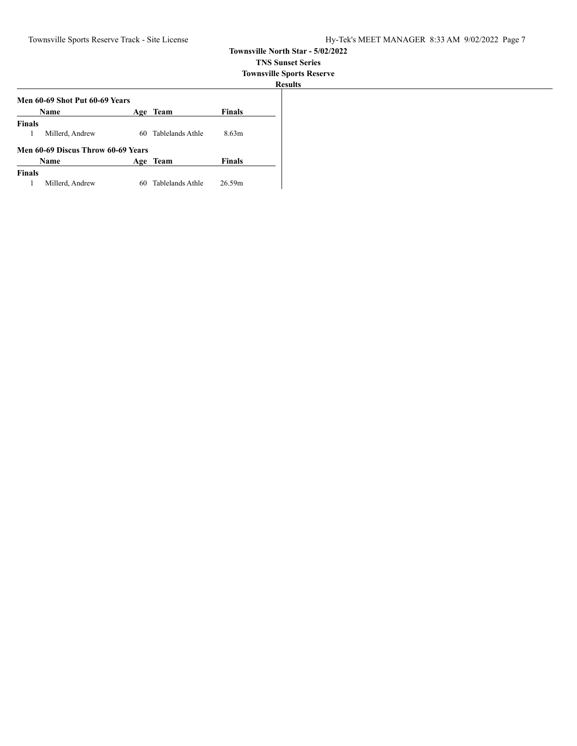**Townsville North Star - 5/02/2022**

**TNS Sunset Series**

**Townsville Sports Reserve**

**Results**

### Men 60-69 Shot Put 60-69 Years

| | Name | Age | Team | Finals |
|---|---|---|---|---|
| **Finals** | | | | |
| 1 | Millerd, Andrew | 60 | Tablelands Athle | 8.63m |

### Men 60-69 Discus Throw 60-69 Years

| | Name | Age | Team | Finals |
|---|---|---|---|---|
| **Finals** | | | | |
| 1 | Millerd, Andrew | 60 | Tablelands Athle | 26.59m |